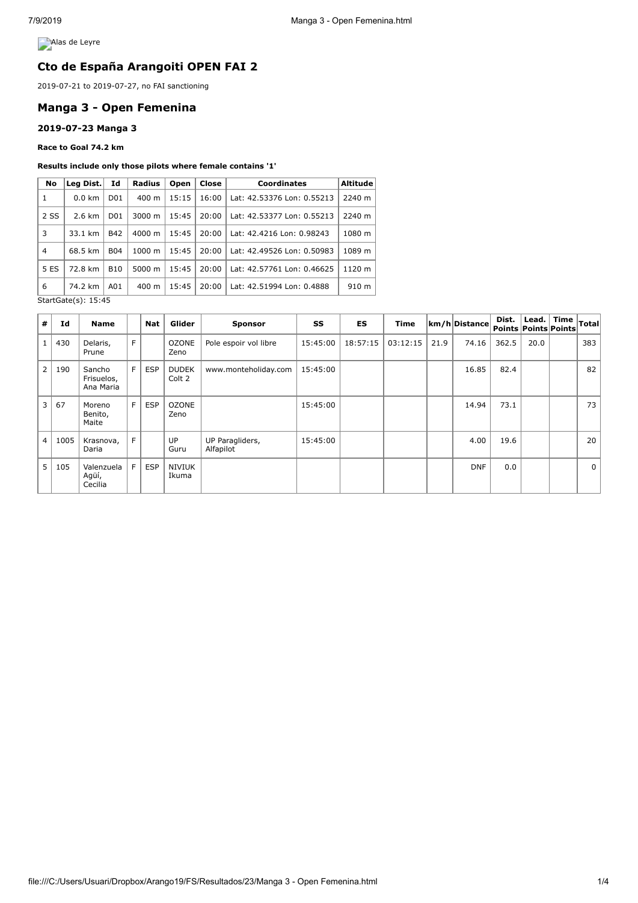Alas de Leyre

# Cto de España Arangoiti OPEN FAI 2

2019-07-21 to 2019-07-27, no FAI sanctioning

## Manga 3 - Open Femenina

### 2019-07-23 Manga 3

**Race to Goal 74.2 km**

**Results include only those pilots where female contains '1'**

| No | Leg Dist. | Id | Radius | Open | Close | Coordinates | Altitude |
|---|---|---|---|---|---|---|---|
| 1 | 0.0 km | D01 | 400 m | 15:15 | 16:00 | Lat: 42.53376 Lon: 0.55213 | 2240 m |
| 2 SS | 2.6 km | D01 | 3000 m | 15:45 | 20:00 | Lat: 42.53377 Lon: 0.55213 | 2240 m |
| 3 | 33.1 km | B42 | 4000 m | 15:45 | 20:00 | Lat: 42.4216 Lon: 0.98243 | 1080 m |
| 4 | 68.5 km | B04 | 1000 m | 15:45 | 20:00 | Lat: 42.49526 Lon: 0.50983 | 1089 m |
| 5 ES | 72.8 km | B10 | 5000 m | 15:45 | 20:00 | Lat: 42.57761 Lon: 0.46625 | 1120 m |
| 6 | 74.2 km | A01 | 400 m | 15:45 | 20:00 | Lat: 42.51994 Lon: 0.4888 | 910 m |

StartGate(s): 15:45

| # | Id | Name | | Nat | Glider | Sponsor | SS | ES | Time | km/h | Distance | Dist. Points | Lead. Points | Time Points | Total |
|---|---|---|---|---|---|---|---|---|---|---|---|---|---|---|---|
| 1 | 430 | Delaris, Prune | F | | OZONE Zeno | Pole espoir vol libre | 15:45:00 | 18:57:15 | 03:12:15 | 21.9 | 74.16 | 362.5 | 20.0 | | 383 |
| 2 | 190 | Sancho Frisuelos, Ana Maria | F | ESP | DUDEK Colt 2 | www.monteholiday.com | 15:45:00 | | | | 16.85 | 82.4 | | | 82 |
| 3 | 67 | Moreno Benito, Maite | F | ESP | OZONE Zeno | | 15:45:00 | | | | 14.94 | 73.1 | | | 73 |
| 4 | 1005 | Krasnova, Daria | F | | UP Guru | UP Paragliders, Alfapilot | 15:45:00 | | | | 4.00 | 19.6 | | | 20 |
| 5 | 105 | Valenzuela Agüí, Cecilia | F | ESP | NIVIUK Ikuma | | | | | | DNF | 0.0 | | | 0 |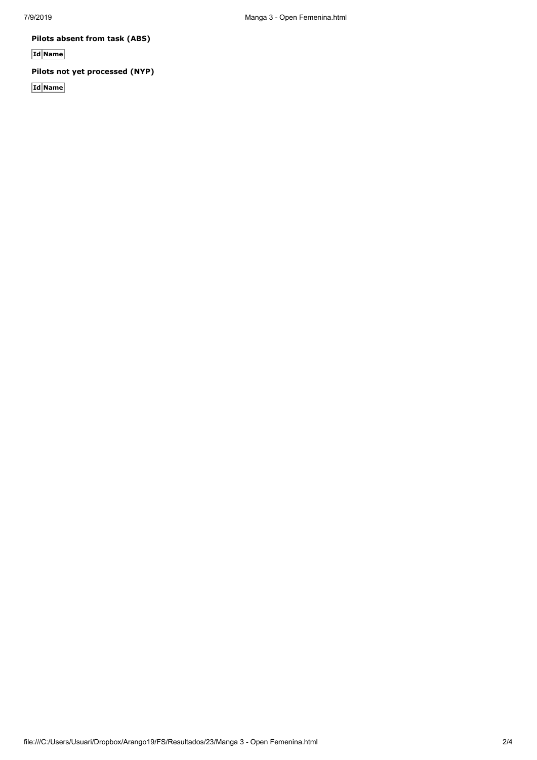**Pilots absent from task (ABS)**

| Id | Name |
|---|---|

**Pilots not yet processed (NYP)**

| Id | Name |
|---|---|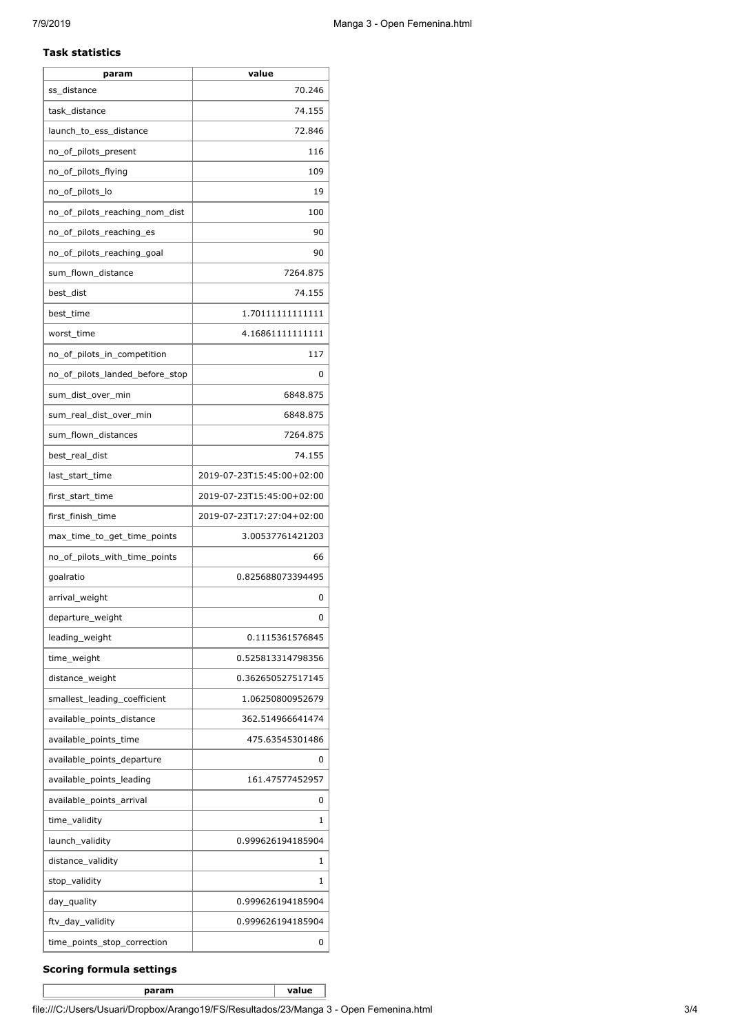**Task statistics**

| param | value |
|---|---|
| ss_distance | 70.246 |
| task_distance | 74.155 |
| launch_to_ess_distance | 72.846 |
| no_of_pilots_present | 116 |
| no_of_pilots_flying | 109 |
| no_of_pilots_lo | 19 |
| no_of_pilots_reaching_nom_dist | 100 |
| no_of_pilots_reaching_es | 90 |
| no_of_pilots_reaching_goal | 90 |
| sum_flown_distance | 7264.875 |
| best_dist | 74.155 |
| best_time | 1.70111111111111 |
| worst_time | 4.16861111111111 |
| no_of_pilots_in_competition | 117 |
| no_of_pilots_landed_before_stop | 0 |
| sum_dist_over_min | 6848.875 |
| sum_real_dist_over_min | 6848.875 |
| sum_flown_distances | 7264.875 |
| best_real_dist | 74.155 |
| last_start_time | 2019-07-23T15:45:00+02:00 |
| first_start_time | 2019-07-23T15:45:00+02:00 |
| first_finish_time | 2019-07-23T17:27:04+02:00 |
| max_time_to_get_time_points | 3.00537761421203 |
| no_of_pilots_with_time_points | 66 |
| goalratio | 0.825688073394495 |
| arrival_weight | 0 |
| departure_weight | 0 |
| leading_weight | 0.1115361576845 |
| time_weight | 0.525813314798356 |
| distance_weight | 0.362650527517145 |
| smallest_leading_coefficient | 1.06250800952679 |
| available_points_distance | 362.514966641474 |
| available_points_time | 475.63545301486 |
| available_points_departure | 0 |
| available_points_leading | 161.47577452957 |
| available_points_arrival | 0 |
| time_validity | 1 |
| launch_validity | 0.999626194185904 |
| distance_validity | 1 |
| stop_validity | 1 |
| day_quality | 0.999626194185904 |
| ftv_day_validity | 0.999626194185904 |
| time_points_stop_correction | 0 |

**Scoring formula settings**

| param | value |
|---|---|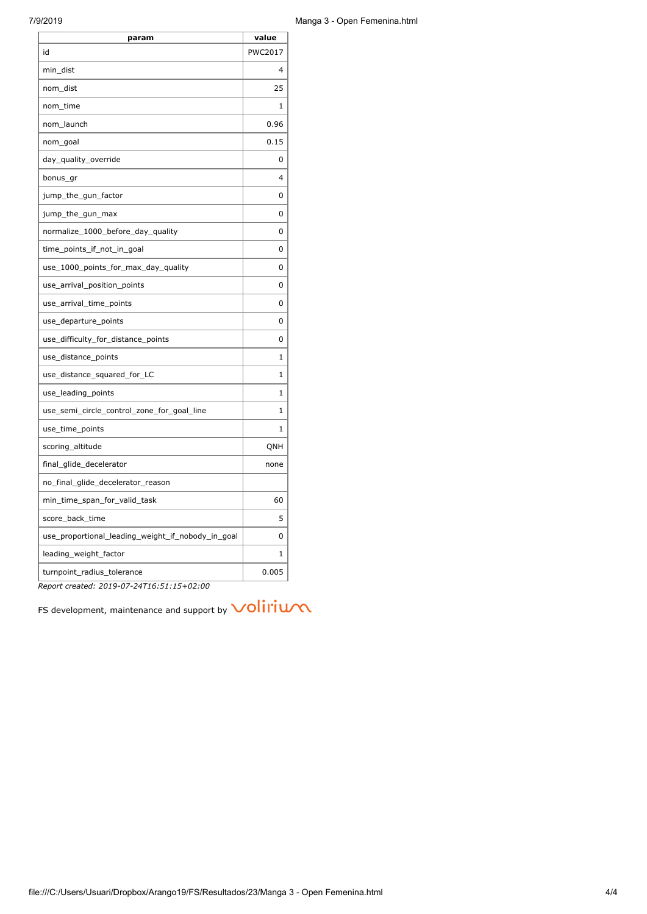| param | value |
|---|---|
| id | PWC2017 |
| min_dist | 4 |
| nom_dist | 25 |
| nom_time | 1 |
| nom_launch | 0.96 |
| nom_goal | 0.15 |
| day_quality_override | 0 |
| bonus_gr | 4 |
| jump_the_gun_factor | 0 |
| jump_the_gun_max | 0 |
| normalize_1000_before_day_quality | 0 |
| time_points_if_not_in_goal | 0 |
| use_1000_points_for_max_day_quality | 0 |
| use_arrival_position_points | 0 |
| use_arrival_time_points | 0 |
| use_departure_points | 0 |
| use_difficulty_for_distance_points | 0 |
| use_distance_points | 1 |
| use_distance_squared_for_LC | 1 |
| use_leading_points | 1 |
| use_semi_circle_control_zone_for_goal_line | 1 |
| use_time_points | 1 |
| scoring_altitude | QNH |
| final_glide_decelerator | none |
| no_final_glide_decelerator_reason | |
| min_time_span_for_valid_task | 60 |
| score_back_time | 5 |
| use_proportional_leading_weight_if_nobody_in_goal | 0 |
| leading_weight_factor | 1 |
| turnpoint_radius_tolerance | 0.005 |

*Report created: 2019-07-24T16:51:15+02:00*

FS development, maintenance and support by volirium